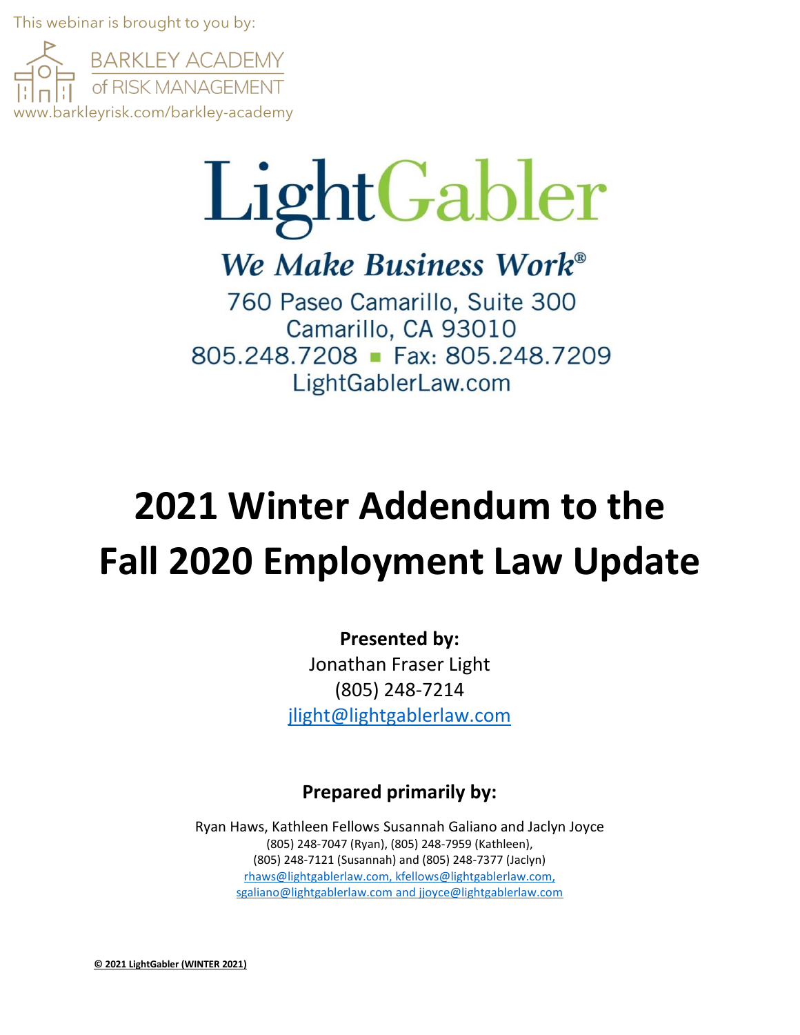This webinar is brought to you by:

BARKLEY ACADEMY
of RISK MANAGEMENT
www.barkleyrisk.com/barkley-academy

LightGabler

*We Make Business Work®*

760 Paseo Camarillo, Suite 300
Camarillo, CA 93010
805.248.7208 ■ Fax: 805.248.7209
LightGablerLaw.com

# 2021 Winter Addendum to the Fall 2020 Employment Law Update

**Presented by:**

Jonathan Fraser Light
(805) 248-7214
jlight@lightgablerlaw.com

**Prepared primarily by:**

Ryan Haws, Kathleen Fellows Susannah Galiano and Jaclyn Joyce
(805) 248-7047 (Ryan), (805) 248-7959 (Kathleen),
(805) 248-7121 (Susannah) and (805) 248-7377 (Jaclyn)
rhaws@lightgablerlaw.com, kfellows@lightgablerlaw.com,
sgaliano@lightgablerlaw.com and jjoyce@lightgablerlaw.com

**© 2021 LightGabler (WINTER 2021)**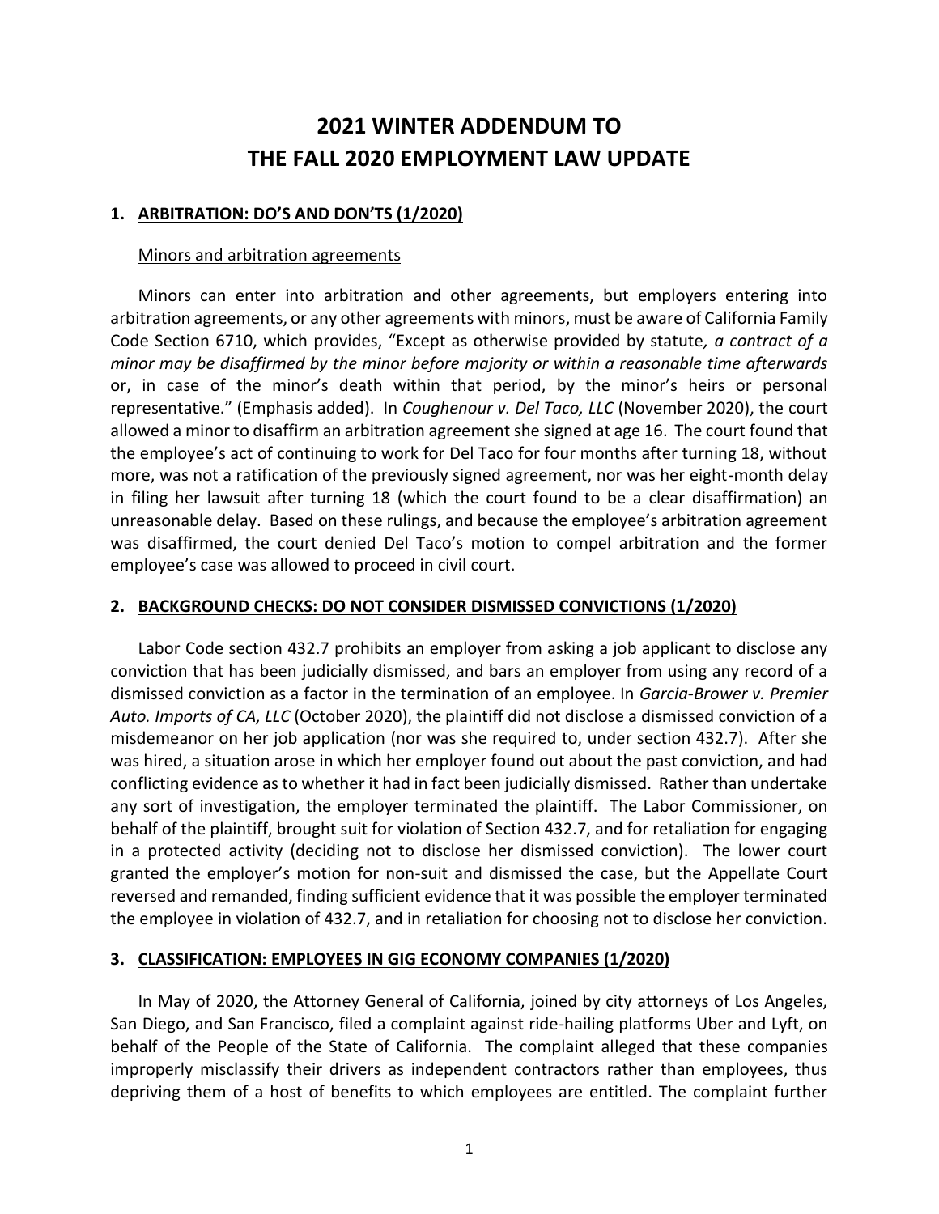# 2021 WINTER ADDENDUM TO THE FALL 2020 EMPLOYMENT LAW UPDATE

## 1. ARBITRATION: DO'S AND DON'TS (1/2020)

Minors and arbitration agreements

Minors can enter into arbitration and other agreements, but employers entering into arbitration agreements, or any other agreements with minors, must be aware of California Family Code Section 6710, which provides, "Except as otherwise provided by statute*, a contract of a minor may be disaffirmed by the minor before majority or within a reasonable time afterwards* or, in case of the minor's death within that period, by the minor's heirs or personal representative." (Emphasis added). In *Coughenour v. Del Taco, LLC* (November 2020), the court allowed a minor to disaffirm an arbitration agreement she signed at age 16. The court found that the employee's act of continuing to work for Del Taco for four months after turning 18, without more, was not a ratification of the previously signed agreement, nor was her eight-month delay in filing her lawsuit after turning 18 (which the court found to be a clear disaffirmation) an unreasonable delay. Based on these rulings, and because the employee's arbitration agreement was disaffirmed, the court denied Del Taco's motion to compel arbitration and the former employee's case was allowed to proceed in civil court.

## 2. BACKGROUND CHECKS: DO NOT CONSIDER DISMISSED CONVICTIONS (1/2020)

Labor Code section 432.7 prohibits an employer from asking a job applicant to disclose any conviction that has been judicially dismissed, and bars an employer from using any record of a dismissed conviction as a factor in the termination of an employee. In *Garcia-Brower v. Premier Auto. Imports of CA, LLC* (October 2020), the plaintiff did not disclose a dismissed conviction of a misdemeanor on her job application (nor was she required to, under section 432.7). After she was hired, a situation arose in which her employer found out about the past conviction, and had conflicting evidence as to whether it had in fact been judicially dismissed. Rather than undertake any sort of investigation, the employer terminated the plaintiff. The Labor Commissioner, on behalf of the plaintiff, brought suit for violation of Section 432.7, and for retaliation for engaging in a protected activity (deciding not to disclose her dismissed conviction). The lower court granted the employer's motion for non-suit and dismissed the case, but the Appellate Court reversed and remanded, finding sufficient evidence that it was possible the employer terminated the employee in violation of 432.7, and in retaliation for choosing not to disclose her conviction.

## 3. CLASSIFICATION: EMPLOYEES IN GIG ECONOMY COMPANIES (1/2020)

In May of 2020, the Attorney General of California, joined by city attorneys of Los Angeles, San Diego, and San Francisco, filed a complaint against ride-hailing platforms Uber and Lyft, on behalf of the People of the State of California. The complaint alleged that these companies improperly misclassify their drivers as independent contractors rather than employees, thus depriving them of a host of benefits to which employees are entitled. The complaint further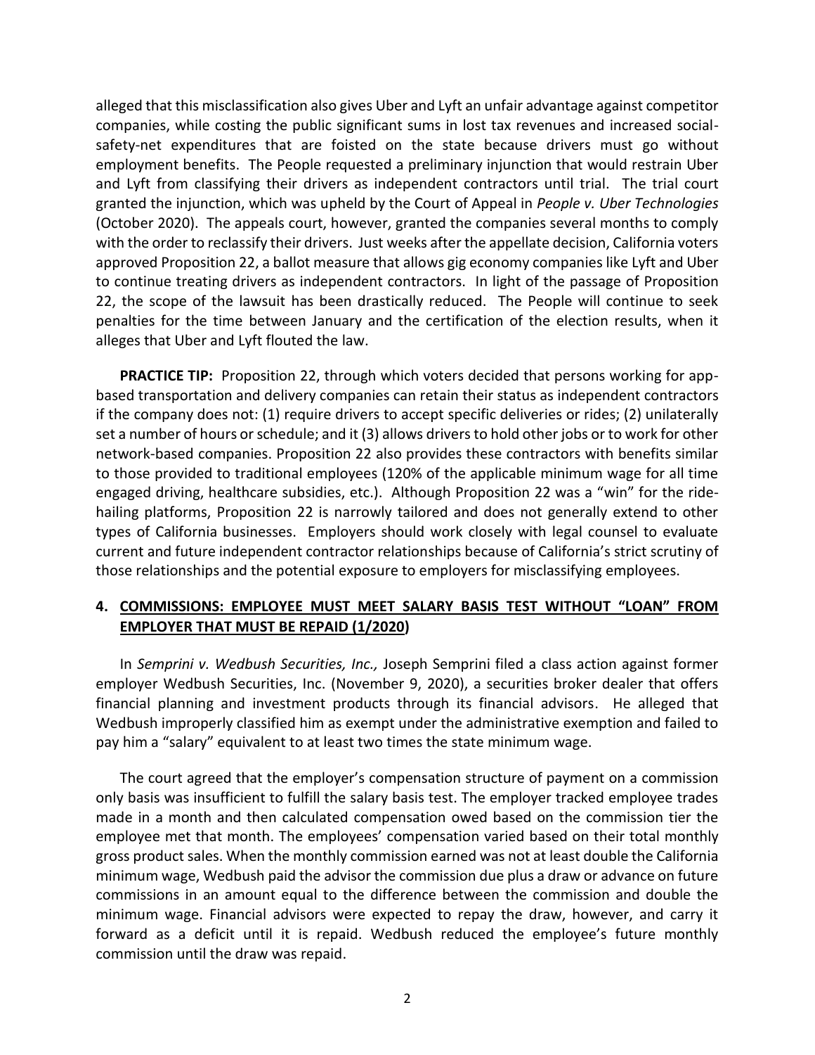alleged that this misclassification also gives Uber and Lyft an unfair advantage against competitor companies, while costing the public significant sums in lost tax revenues and increased social-safety-net expenditures that are foisted on the state because drivers must go without employment benefits. The People requested a preliminary injunction that would restrain Uber and Lyft from classifying their drivers as independent contractors until trial. The trial court granted the injunction, which was upheld by the Court of Appeal in *People v. Uber Technologies* (October 2020). The appeals court, however, granted the companies several months to comply with the order to reclassify their drivers. Just weeks after the appellate decision, California voters approved Proposition 22, a ballot measure that allows gig economy companies like Lyft and Uber to continue treating drivers as independent contractors. In light of the passage of Proposition 22, the scope of the lawsuit has been drastically reduced. The People will continue to seek penalties for the time between January and the certification of the election results, when it alleges that Uber and Lyft flouted the law.

**PRACTICE TIP:** Proposition 22, through which voters decided that persons working for app-based transportation and delivery companies can retain their status as independent contractors if the company does not: (1) require drivers to accept specific deliveries or rides; (2) unilaterally set a number of hours or schedule; and it (3) allows drivers to hold other jobs or to work for other network-based companies. Proposition 22 also provides these contractors with benefits similar to those provided to traditional employees (120% of the applicable minimum wage for all time engaged driving, healthcare subsidies, etc.). Although Proposition 22 was a "win" for the ride-hailing platforms, Proposition 22 is narrowly tailored and does not generally extend to other types of California businesses. Employers should work closely with legal counsel to evaluate current and future independent contractor relationships because of California's strict scrutiny of those relationships and the potential exposure to employers for misclassifying employees.

## 4. COMMISSIONS: EMPLOYEE MUST MEET SALARY BASIS TEST WITHOUT "LOAN" FROM EMPLOYER THAT MUST BE REPAID (1/2020)

In *Semprini v. Wedbush Securities, Inc.,* Joseph Semprini filed a class action against former employer Wedbush Securities, Inc. (November 9, 2020), a securities broker dealer that offers financial planning and investment products through its financial advisors. He alleged that Wedbush improperly classified him as exempt under the administrative exemption and failed to pay him a "salary" equivalent to at least two times the state minimum wage.

The court agreed that the employer's compensation structure of payment on a commission only basis was insufficient to fulfill the salary basis test. The employer tracked employee trades made in a month and then calculated compensation owed based on the commission tier the employee met that month. The employees' compensation varied based on their total monthly gross product sales. When the monthly commission earned was not at least double the California minimum wage, Wedbush paid the advisor the commission due plus a draw or advance on future commissions in an amount equal to the difference between the commission and double the minimum wage. Financial advisors were expected to repay the draw, however, and carry it forward as a deficit until it is repaid. Wedbush reduced the employee's future monthly commission until the draw was repaid.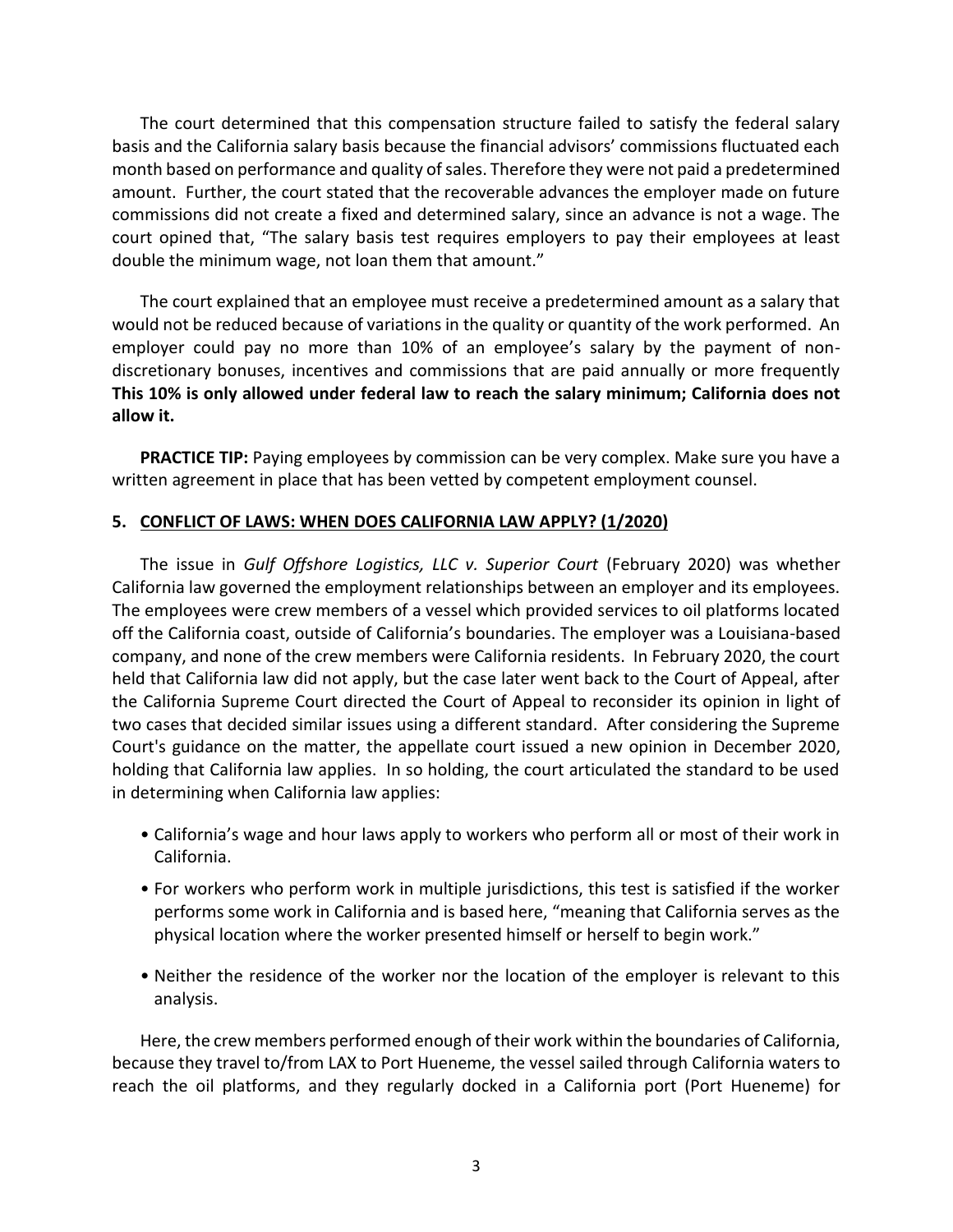The court determined that this compensation structure failed to satisfy the federal salary basis and the California salary basis because the financial advisors' commissions fluctuated each month based on performance and quality of sales. Therefore they were not paid a predetermined amount. Further, the court stated that the recoverable advances the employer made on future commissions did not create a fixed and determined salary, since an advance is not a wage. The court opined that, "The salary basis test requires employers to pay their employees at least double the minimum wage, not loan them that amount."

The court explained that an employee must receive a predetermined amount as a salary that would not be reduced because of variations in the quality or quantity of the work performed. An employer could pay no more than 10% of an employee's salary by the payment of non-discretionary bonuses, incentives and commissions that are paid annually or more frequently **This 10% is only allowed under federal law to reach the salary minimum; California does not allow it.**

**PRACTICE TIP:** Paying employees by commission can be very complex. Make sure you have a written agreement in place that has been vetted by competent employment counsel.

### 5. <u>CONFLICT OF LAWS: WHEN DOES CALIFORNIA LAW APPLY? (1/2020)</u>

The issue in *Gulf Offshore Logistics, LLC v. Superior Court* (February 2020) was whether California law governed the employment relationships between an employer and its employees. The employees were crew members of a vessel which provided services to oil platforms located off the California coast, outside of California's boundaries. The employer was a Louisiana-based company, and none of the crew members were California residents. In February 2020, the court held that California law did not apply, but the case later went back to the Court of Appeal, after the California Supreme Court directed the Court of Appeal to reconsider its opinion in light of two cases that decided similar issues using a different standard. After considering the Supreme Court's guidance on the matter, the appellate court issued a new opinion in December 2020, holding that California law applies. In so holding, the court articulated the standard to be used in determining when California law applies:

- California's wage and hour laws apply to workers who perform all or most of their work in California.
- For workers who perform work in multiple jurisdictions, this test is satisfied if the worker performs some work in California and is based here, "meaning that California serves as the physical location where the worker presented himself or herself to begin work."
- Neither the residence of the worker nor the location of the employer is relevant to this analysis.

Here, the crew members performed enough of their work within the boundaries of California, because they travel to/from LAX to Port Hueneme, the vessel sailed through California waters to reach the oil platforms, and they regularly docked in a California port (Port Hueneme) for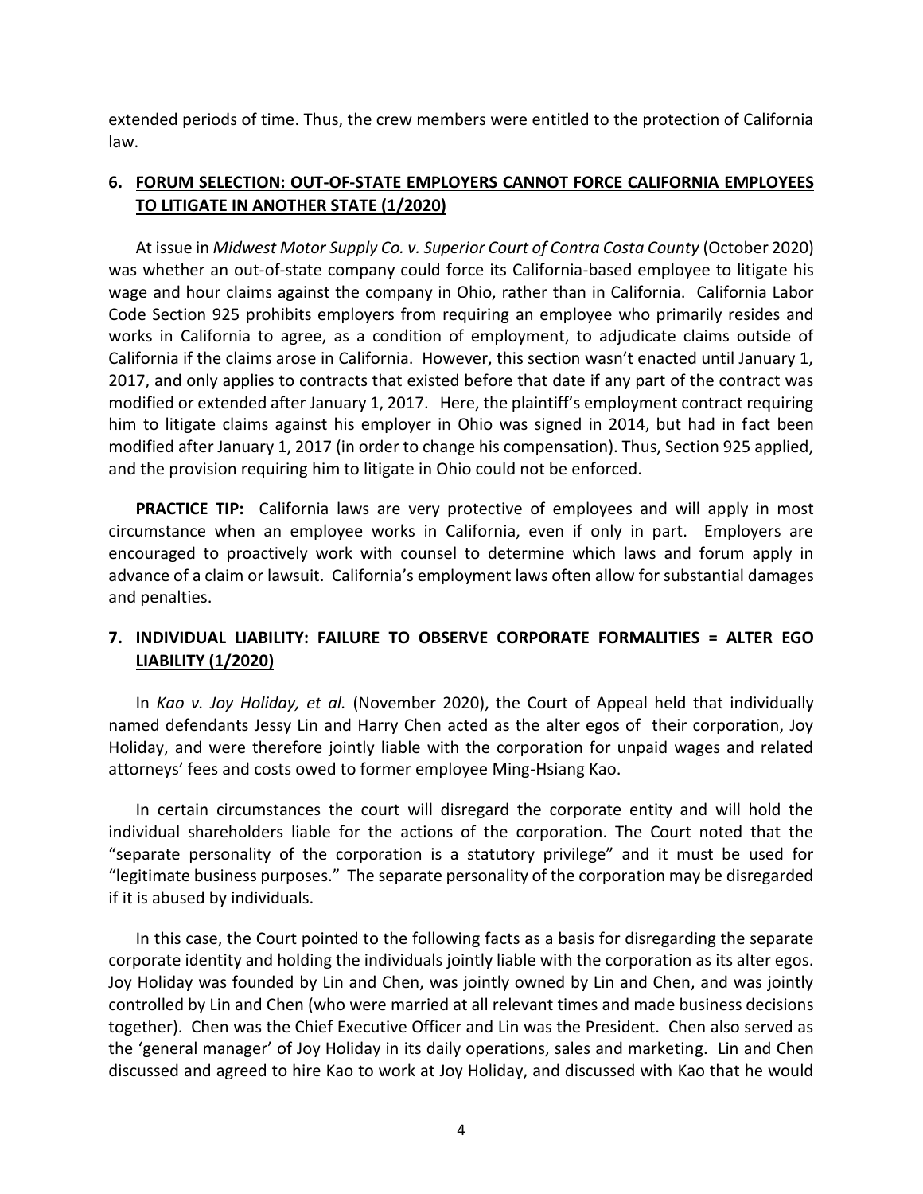extended periods of time. Thus, the crew members were entitled to the protection of California law.

## 6. **FORUM SELECTION: OUT-OF-STATE EMPLOYERS CANNOT FORCE CALIFORNIA EMPLOYEES TO LITIGATE IN ANOTHER STATE (1/2020)**

At issue in *Midwest Motor Supply Co. v. Superior Court of Contra Costa County* (October 2020) was whether an out-of-state company could force its California-based employee to litigate his wage and hour claims against the company in Ohio, rather than in California. California Labor Code Section 925 prohibits employers from requiring an employee who primarily resides and works in California to agree, as a condition of employment, to adjudicate claims outside of California if the claims arose in California. However, this section wasn't enacted until January 1, 2017, and only applies to contracts that existed before that date if any part of the contract was modified or extended after January 1, 2017. Here, the plaintiff's employment contract requiring him to litigate claims against his employer in Ohio was signed in 2014, but had in fact been modified after January 1, 2017 (in order to change his compensation). Thus, Section 925 applied, and the provision requiring him to litigate in Ohio could not be enforced.

**PRACTICE TIP:** California laws are very protective of employees and will apply in most circumstance when an employee works in California, even if only in part. Employers are encouraged to proactively work with counsel to determine which laws and forum apply in advance of a claim or lawsuit. California's employment laws often allow for substantial damages and penalties.

## 7. **INDIVIDUAL LIABILITY: FAILURE TO OBSERVE CORPORATE FORMALITIES = ALTER EGO LIABILITY (1/2020)**

In *Kao v. Joy Holiday, et al.* (November 2020), the Court of Appeal held that individually named defendants Jessy Lin and Harry Chen acted as the alter egos of their corporation, Joy Holiday, and were therefore jointly liable with the corporation for unpaid wages and related attorneys' fees and costs owed to former employee Ming-Hsiang Kao.

In certain circumstances the court will disregard the corporate entity and will hold the individual shareholders liable for the actions of the corporation. The Court noted that the "separate personality of the corporation is a statutory privilege" and it must be used for "legitimate business purposes." The separate personality of the corporation may be disregarded if it is abused by individuals.

In this case, the Court pointed to the following facts as a basis for disregarding the separate corporate identity and holding the individuals jointly liable with the corporation as its alter egos. Joy Holiday was founded by Lin and Chen, was jointly owned by Lin and Chen, and was jointly controlled by Lin and Chen (who were married at all relevant times and made business decisions together). Chen was the Chief Executive Officer and Lin was the President. Chen also served as the 'general manager' of Joy Holiday in its daily operations, sales and marketing. Lin and Chen discussed and agreed to hire Kao to work at Joy Holiday, and discussed with Kao that he would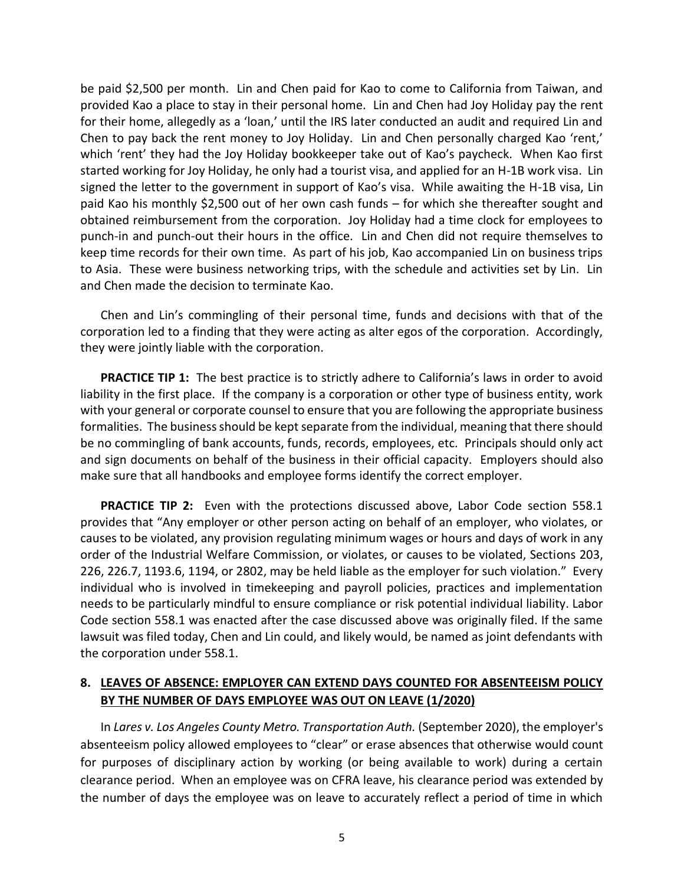be paid $2,500 per month. Lin and Chen paid for Kao to come to California from Taiwan, and provided Kao a place to stay in their personal home. Lin and Chen had Joy Holiday pay the rent for their home, allegedly as a 'loan,' until the IRS later conducted an audit and required Lin and Chen to pay back the rent money to Joy Holiday. Lin and Chen personally charged Kao 'rent,' which 'rent' they had the Joy Holiday bookkeeper take out of Kao's paycheck. When Kao first started working for Joy Holiday, he only had a tourist visa, and applied for an H-1B work visa. Lin signed the letter to the government in support of Kao's visa. While awaiting the H-1B visa, Lin paid Kao his monthly $2,500 out of her own cash funds – for which she thereafter sought and obtained reimbursement from the corporation. Joy Holiday had a time clock for employees to punch-in and punch-out their hours in the office. Lin and Chen did not require themselves to keep time records for their own time. As part of his job, Kao accompanied Lin on business trips to Asia. These were business networking trips, with the schedule and activities set by Lin. Lin and Chen made the decision to terminate Kao.

Chen and Lin's commingling of their personal time, funds and decisions with that of the corporation led to a finding that they were acting as alter egos of the corporation. Accordingly, they were jointly liable with the corporation.

**PRACTICE TIP 1:** The best practice is to strictly adhere to California's laws in order to avoid liability in the first place. If the company is a corporation or other type of business entity, work with your general or corporate counsel to ensure that you are following the appropriate business formalities. The business should be kept separate from the individual, meaning that there should be no commingling of bank accounts, funds, records, employees, etc. Principals should only act and sign documents on behalf of the business in their official capacity. Employers should also make sure that all handbooks and employee forms identify the correct employer.

**PRACTICE TIP 2:** Even with the protections discussed above, Labor Code section 558.1 provides that "Any employer or other person acting on behalf of an employer, who violates, or causes to be violated, any provision regulating minimum wages or hours and days of work in any order of the Industrial Welfare Commission, or violates, or causes to be violated, Sections 203, 226, 226.7, 1193.6, 1194, or 2802, may be held liable as the employer for such violation." Every individual who is involved in timekeeping and payroll policies, practices and implementation needs to be particularly mindful to ensure compliance or risk potential individual liability. Labor Code section 558.1 was enacted after the case discussed above was originally filed. If the same lawsuit was filed today, Chen and Lin could, and likely would, be named as joint defendants with the corporation under 558.1.

## 8. LEAVES OF ABSENCE: EMPLOYER CAN EXTEND DAYS COUNTED FOR ABSENTEEISM POLICY BY THE NUMBER OF DAYS EMPLOYEE WAS OUT ON LEAVE (1/2020)

In *Lares v. Los Angeles County Metro. Transportation Auth.* (September 2020), the employer's absenteeism policy allowed employees to "clear" or erase absences that otherwise would count for purposes of disciplinary action by working (or being available to work) during a certain clearance period. When an employee was on CFRA leave, his clearance period was extended by the number of days the employee was on leave to accurately reflect a period of time in which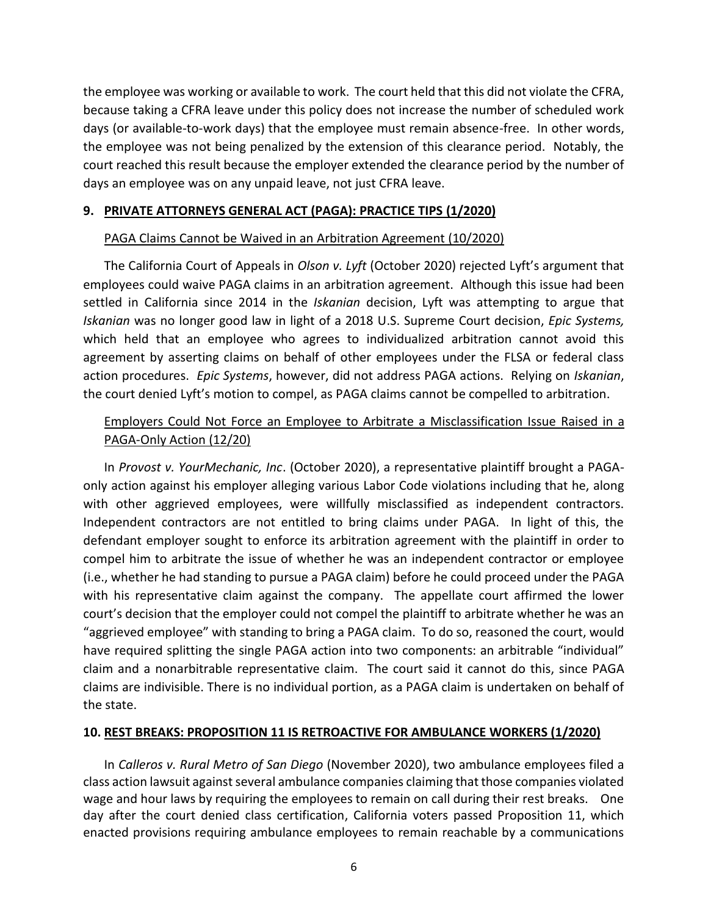the employee was working or available to work. The court held that this did not violate the CFRA, because taking a CFRA leave under this policy does not increase the number of scheduled work days (or available-to-work days) that the employee must remain absence-free. In other words, the employee was not being penalized by the extension of this clearance period. Notably, the court reached this result because the employer extended the clearance period by the number of days an employee was on any unpaid leave, not just CFRA leave.

## 9. PRIVATE ATTORNEYS GENERAL ACT (PAGA): PRACTICE TIPS (1/2020)

### PAGA Claims Cannot be Waived in an Arbitration Agreement (10/2020)

The California Court of Appeals in *Olson v. Lyft* (October 2020) rejected Lyft's argument that employees could waive PAGA claims in an arbitration agreement. Although this issue had been settled in California since 2014 in the *Iskanian* decision, Lyft was attempting to argue that *Iskanian* was no longer good law in light of a 2018 U.S. Supreme Court decision, *Epic Systems,* which held that an employee who agrees to individualized arbitration cannot avoid this agreement by asserting claims on behalf of other employees under the FLSA or federal class action procedures. *Epic Systems*, however, did not address PAGA actions. Relying on *Iskanian*, the court denied Lyft's motion to compel, as PAGA claims cannot be compelled to arbitration.

### Employers Could Not Force an Employee to Arbitrate a Misclassification Issue Raised in a PAGA-Only Action (12/20)

In *Provost v. YourMechanic, Inc*. (October 2020), a representative plaintiff brought a PAGA-only action against his employer alleging various Labor Code violations including that he, along with other aggrieved employees, were willfully misclassified as independent contractors. Independent contractors are not entitled to bring claims under PAGA. In light of this, the defendant employer sought to enforce its arbitration agreement with the plaintiff in order to compel him to arbitrate the issue of whether he was an independent contractor or employee (i.e., whether he had standing to pursue a PAGA claim) before he could proceed under the PAGA with his representative claim against the company. The appellate court affirmed the lower court's decision that the employer could not compel the plaintiff to arbitrate whether he was an "aggrieved employee" with standing to bring a PAGA claim. To do so, reasoned the court, would have required splitting the single PAGA action into two components: an arbitrable "individual" claim and a nonarbitrable representative claim. The court said it cannot do this, since PAGA claims are indivisible. There is no individual portion, as a PAGA claim is undertaken on behalf of the state.

## 10. REST BREAKS: PROPOSITION 11 IS RETROACTIVE FOR AMBULANCE WORKERS (1/2020)

In *Calleros v. Rural Metro of San Diego* (November 2020), two ambulance employees filed a class action lawsuit against several ambulance companies claiming that those companies violated wage and hour laws by requiring the employees to remain on call during their rest breaks. One day after the court denied class certification, California voters passed Proposition 11, which enacted provisions requiring ambulance employees to remain reachable by a communications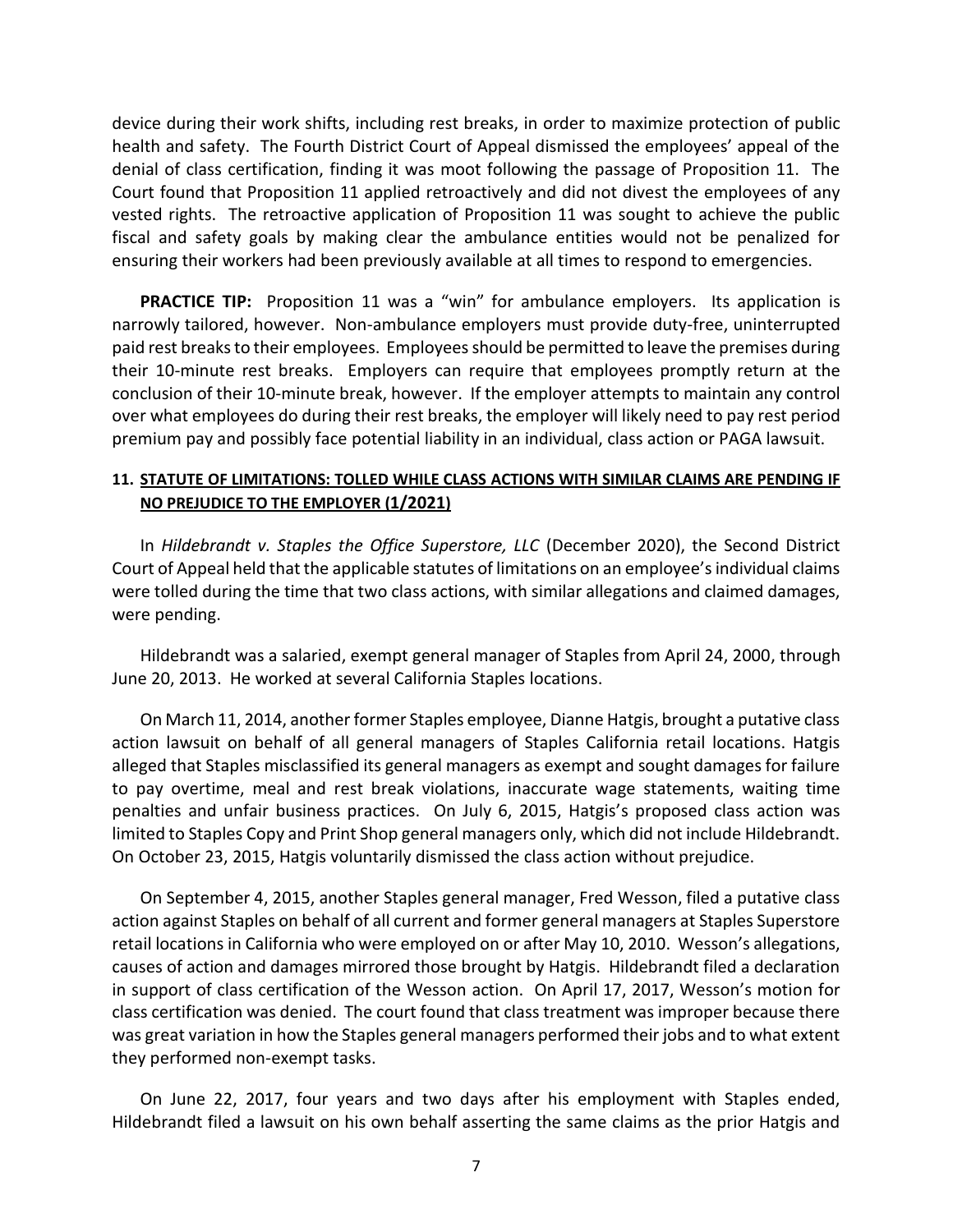device during their work shifts, including rest breaks, in order to maximize protection of public health and safety. The Fourth District Court of Appeal dismissed the employees' appeal of the denial of class certification, finding it was moot following the passage of Proposition 11. The Court found that Proposition 11 applied retroactively and did not divest the employees of any vested rights. The retroactive application of Proposition 11 was sought to achieve the public fiscal and safety goals by making clear the ambulance entities would not be penalized for ensuring their workers had been previously available at all times to respond to emergencies.

**PRACTICE TIP:** Proposition 11 was a "win" for ambulance employers. Its application is narrowly tailored, however. Non-ambulance employers must provide duty-free, uninterrupted paid rest breaks to their employees. Employees should be permitted to leave the premises during their 10-minute rest breaks. Employers can require that employees promptly return at the conclusion of their 10-minute break, however. If the employer attempts to maintain any control over what employees do during their rest breaks, the employer will likely need to pay rest period premium pay and possibly face potential liability in an individual, class action or PAGA lawsuit.

## 11. STATUTE OF LIMITATIONS: TOLLED WHILE CLASS ACTIONS WITH SIMILAR CLAIMS ARE PENDING IF NO PREJUDICE TO THE EMPLOYER (1/2021)

In *Hildebrandt v. Staples the Office Superstore, LLC* (December 2020), the Second District Court of Appeal held that the applicable statutes of limitations on an employee's individual claims were tolled during the time that two class actions, with similar allegations and claimed damages, were pending.

Hildebrandt was a salaried, exempt general manager of Staples from April 24, 2000, through June 20, 2013. He worked at several California Staples locations.

On March 11, 2014, another former Staples employee, Dianne Hatgis, brought a putative class action lawsuit on behalf of all general managers of Staples California retail locations. Hatgis alleged that Staples misclassified its general managers as exempt and sought damages for failure to pay overtime, meal and rest break violations, inaccurate wage statements, waiting time penalties and unfair business practices. On July 6, 2015, Hatgis's proposed class action was limited to Staples Copy and Print Shop general managers only, which did not include Hildebrandt. On October 23, 2015, Hatgis voluntarily dismissed the class action without prejudice.

On September 4, 2015, another Staples general manager, Fred Wesson, filed a putative class action against Staples on behalf of all current and former general managers at Staples Superstore retail locations in California who were employed on or after May 10, 2010. Wesson's allegations, causes of action and damages mirrored those brought by Hatgis. Hildebrandt filed a declaration in support of class certification of the Wesson action. On April 17, 2017, Wesson's motion for class certification was denied. The court found that class treatment was improper because there was great variation in how the Staples general managers performed their jobs and to what extent they performed non-exempt tasks.

On June 22, 2017, four years and two days after his employment with Staples ended, Hildebrandt filed a lawsuit on his own behalf asserting the same claims as the prior Hatgis and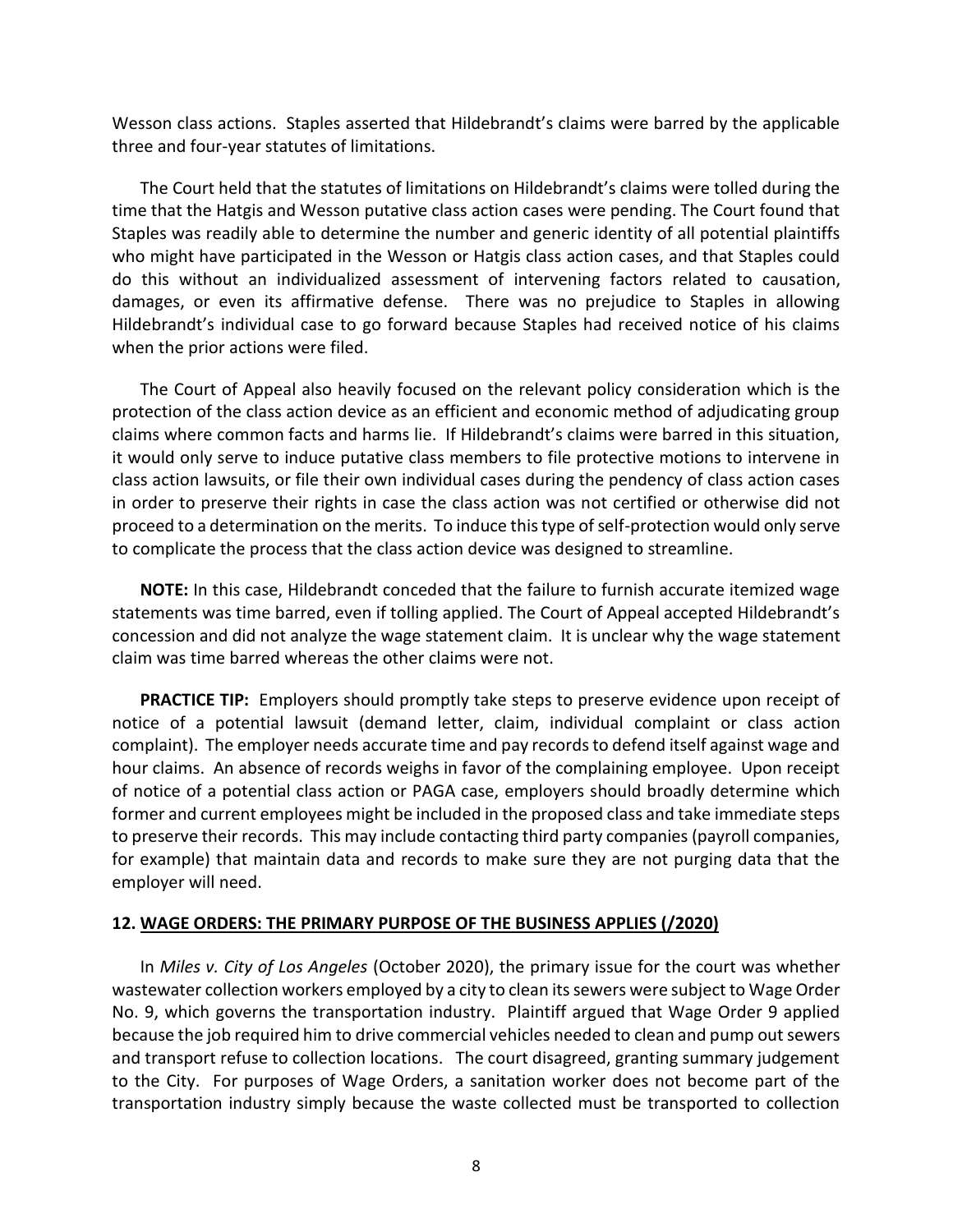Wesson class actions. Staples asserted that Hildebrandt's claims were barred by the applicable three and four-year statutes of limitations.

The Court held that the statutes of limitations on Hildebrandt's claims were tolled during the time that the Hatgis and Wesson putative class action cases were pending. The Court found that Staples was readily able to determine the number and generic identity of all potential plaintiffs who might have participated in the Wesson or Hatgis class action cases, and that Staples could do this without an individualized assessment of intervening factors related to causation, damages, or even its affirmative defense. There was no prejudice to Staples in allowing Hildebrandt's individual case to go forward because Staples had received notice of his claims when the prior actions were filed.

The Court of Appeal also heavily focused on the relevant policy consideration which is the protection of the class action device as an efficient and economic method of adjudicating group claims where common facts and harms lie. If Hildebrandt's claims were barred in this situation, it would only serve to induce putative class members to file protective motions to intervene in class action lawsuits, or file their own individual cases during the pendency of class action cases in order to preserve their rights in case the class action was not certified or otherwise did not proceed to a determination on the merits. To induce this type of self-protection would only serve to complicate the process that the class action device was designed to streamline.

**NOTE:** In this case, Hildebrandt conceded that the failure to furnish accurate itemized wage statements was time barred, even if tolling applied. The Court of Appeal accepted Hildebrandt's concession and did not analyze the wage statement claim. It is unclear why the wage statement claim was time barred whereas the other claims were not.

**PRACTICE TIP:** Employers should promptly take steps to preserve evidence upon receipt of notice of a potential lawsuit (demand letter, claim, individual complaint or class action complaint). The employer needs accurate time and pay records to defend itself against wage and hour claims. An absence of records weighs in favor of the complaining employee. Upon receipt of notice of a potential class action or PAGA case, employers should broadly determine which former and current employees might be included in the proposed class and take immediate steps to preserve their records. This may include contacting third party companies (payroll companies, for example) that maintain data and records to make sure they are not purging data that the employer will need.

### 12. <u>WAGE ORDERS: THE PRIMARY PURPOSE OF THE BUSINESS APPLIES (/2020)</u>

In *Miles v. City of Los Angeles* (October 2020), the primary issue for the court was whether wastewater collection workers employed by a city to clean its sewers were subject to Wage Order No. 9, which governs the transportation industry. Plaintiff argued that Wage Order 9 applied because the job required him to drive commercial vehicles needed to clean and pump out sewers and transport refuse to collection locations. The court disagreed, granting summary judgement to the City. For purposes of Wage Orders, a sanitation worker does not become part of the transportation industry simply because the waste collected must be transported to collection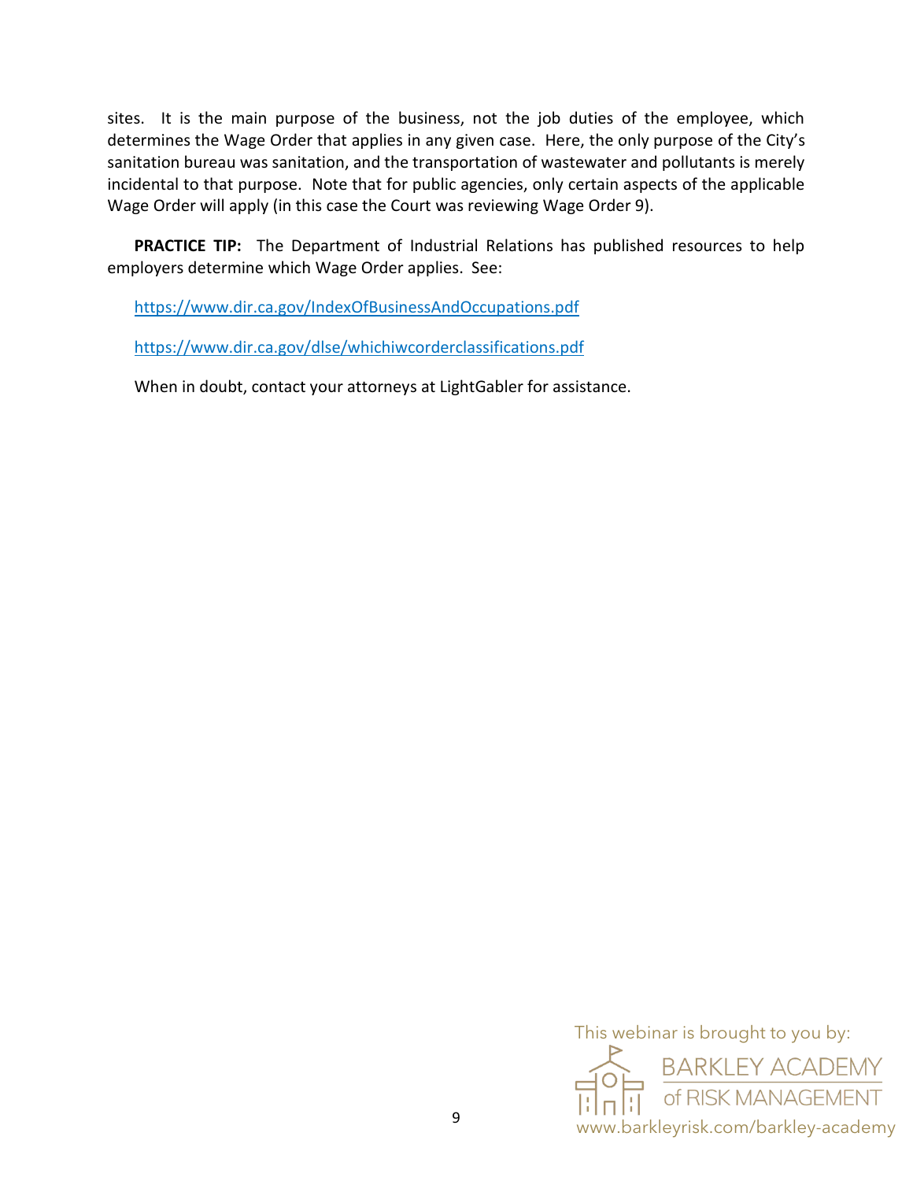sites. It is the main purpose of the business, not the job duties of the employee, which determines the Wage Order that applies in any given case. Here, the only purpose of the City's sanitation bureau was sanitation, and the transportation of wastewater and pollutants is merely incidental to that purpose. Note that for public agencies, only certain aspects of the applicable Wage Order will apply (in this case the Court was reviewing Wage Order 9).

**PRACTICE TIP:** The Department of Industrial Relations has published resources to help employers determine which Wage Order applies. See:

https://www.dir.ca.gov/IndexOfBusinessAndOccupations.pdf

https://www.dir.ca.gov/dlse/whichiwcorderclassifications.pdf

When in doubt, contact your attorneys at LightGabler for assistance.

This webinar is brought to you by:
BARKLEY ACADEMY of RISK MANAGEMENT
www.barkleyrisk.com/barkley-academy